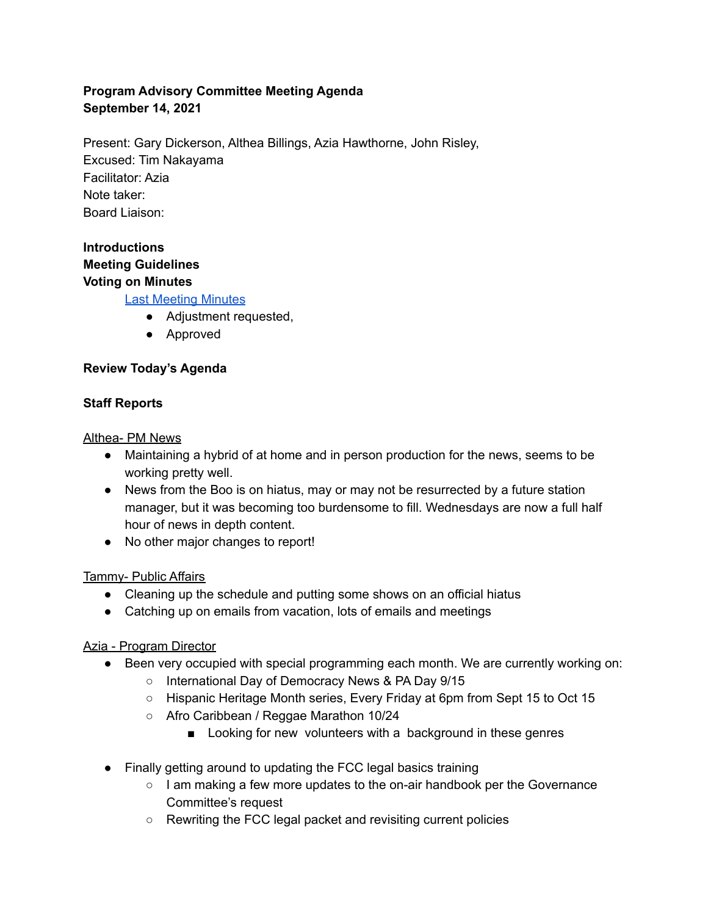**Program Advisory Committee Meeting Agenda**
**September 14, 2021**

Present: Gary Dickerson, Althea Billings, Azia Hawthorne, John Risley,
Excused: Tim Nakayama
Facilitator: Azia
Note taker:
Board Liaison:

**Introductions**
**Meeting Guidelines**
**Voting on Minutes**

Last Meeting Minutes

- Adjustment requested,
- Approved

**Review Today's Agenda**

**Staff Reports**

Althea- PM News

- Maintaining a hybrid of at home and in person production for the news, seems to be working pretty well.
- News from the Boo is on hiatus, may or may not be resurrected by a future station manager, but it was becoming too burdensome to fill. Wednesdays are now a full half hour of news in depth content.
- No other major changes to report!

Tammy- Public Affairs

- Cleaning up the schedule and putting some shows on an official hiatus
- Catching up on emails from vacation, lots of emails and meetings

Azia - Program Director

- Been very occupied with special programming each month. We are currently working on:
  - International Day of Democracy News & PA Day 9/15
  - Hispanic Heritage Month series, Every Friday at 6pm from Sept 15 to Oct 15
  - Afro Caribbean / Reggae Marathon 10/24
    - Looking for new volunteers with a background in these genres
- Finally getting around to updating the FCC legal basics training
  - I am making a few more updates to the on-air handbook per the Governance Committee's request
  - Rewriting the FCC legal packet and revisiting current policies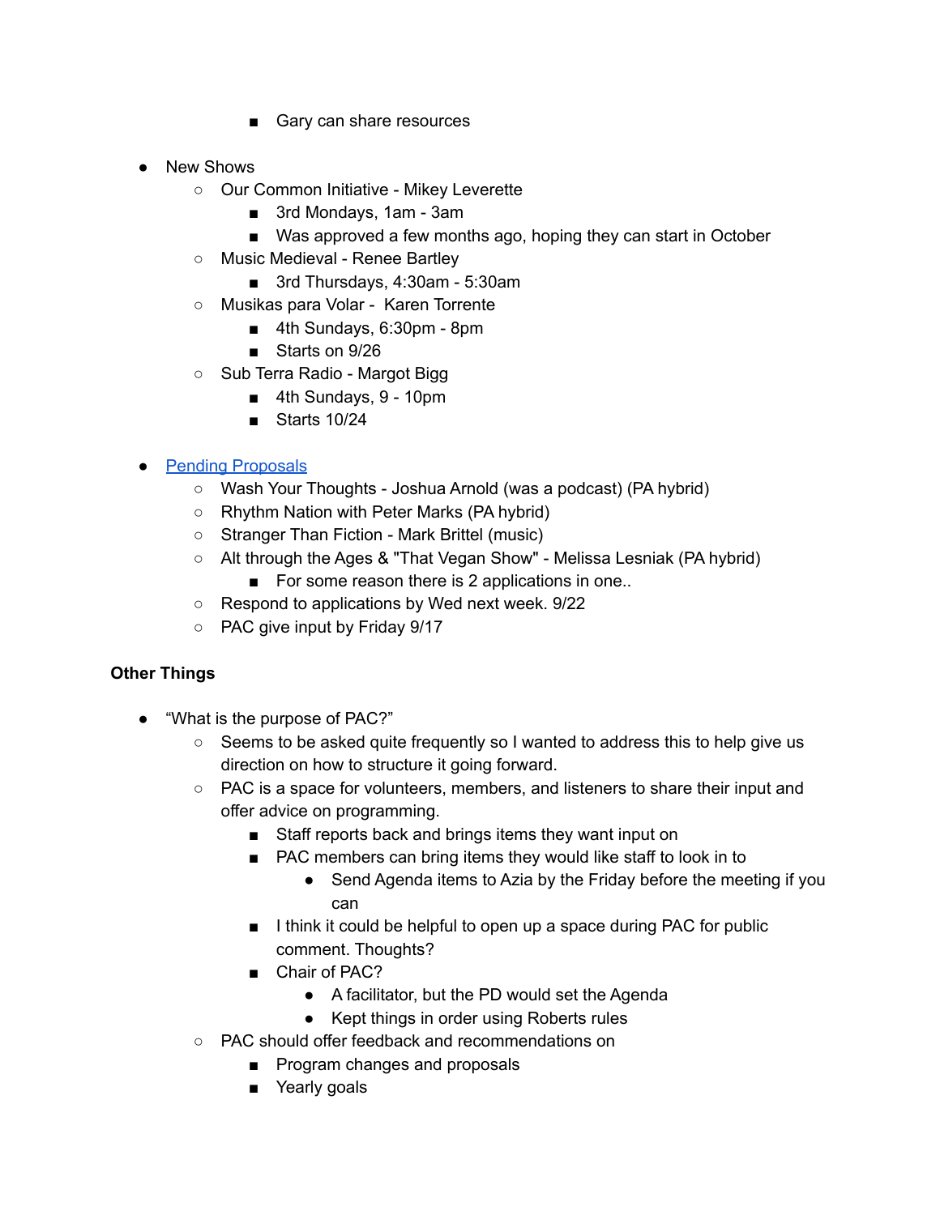- Gary can share resources

- New Shows
    - Our Common Initiative - Mikey Leverette
        - 3rd Mondays, 1am - 3am
        - Was approved a few months ago, hoping they can start in October
    - Music Medieval - Renee Bartley
        - 3rd Thursdays, 4:30am - 5:30am
    - Musikas para Volar - Karen Torrente
        - 4th Sundays, 6:30pm - 8pm
        - Starts on 9/26
    - Sub Terra Radio - Margot Bigg
        - 4th Sundays, 9 - 10pm
        - Starts 10/24

- Pending Proposals
    - Wash Your Thoughts - Joshua Arnold (was a podcast) (PA hybrid)
    - Rhythm Nation with Peter Marks (PA hybrid)
    - Stranger Than Fiction - Mark Brittel (music)
    - Alt through the Ages & "That Vegan Show" - Melissa Lesniak (PA hybrid)
        - For some reason there is 2 applications in one..
    - Respond to applications by Wed next week. 9/22
    - PAC give input by Friday 9/17

**Other Things**

- "What is the purpose of PAC?"
    - Seems to be asked quite frequently so I wanted to address this to help give us direction on how to structure it going forward.
    - PAC is a space for volunteers, members, and listeners to share their input and offer advice on programming.
        - Staff reports back and brings items they want input on
        - PAC members can bring items they would like staff to look in to
            - Send Agenda items to Azia by the Friday before the meeting if you can
        - I think it could be helpful to open up a space during PAC for public comment. Thoughts?
        - Chair of PAC?
            - A facilitator, but the PD would set the Agenda
            - Kept things in order using Roberts rules
    - PAC should offer feedback and recommendations on
        - Program changes and proposals
        - Yearly goals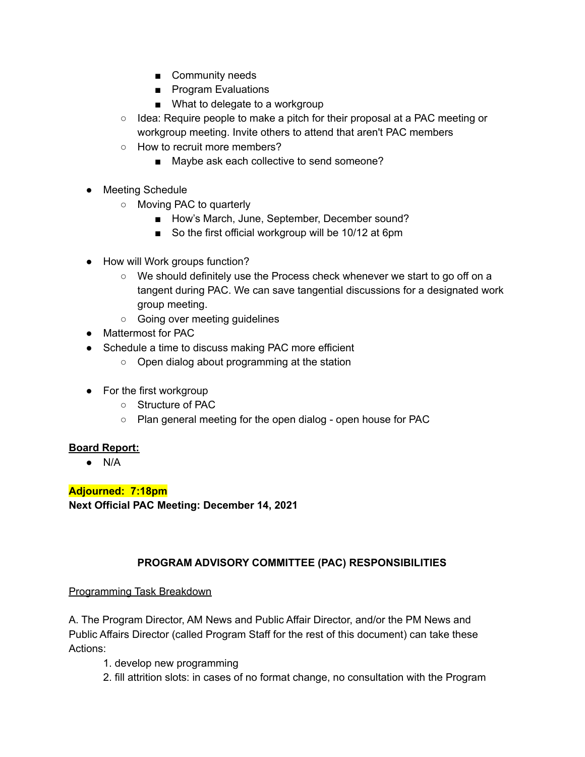- Community needs
    - Program Evaluations
    - What to delegate to a workgroup
  - Idea: Require people to make a pitch for their proposal at a PAC meeting or workgroup meeting. Invite others to attend that aren't PAC members
  - How to recruit more members?
    - Maybe ask each collective to send someone?

- Meeting Schedule
  - Moving PAC to quarterly
    - How's March, June, September, December sound?
    - So the first official workgroup will be 10/12 at 6pm

- How will Work groups function?
  - We should definitely use the Process check whenever we start to go off on a tangent during PAC. We can save tangential discussions for a designated work group meeting.
  - Going over meeting guidelines
- Mattermost for PAC
- Schedule a time to discuss making PAC more efficient
  - Open dialog about programming at the station

- For the first workgroup
  - Structure of PAC
  - Plan general meeting for the open dialog - open house for PAC

**Board Report:**

- N/A

**Adjourned: 7:18pm**
**Next Official PAC Meeting: December 14, 2021**

**PROGRAM ADVISORY COMMITTEE (PAC) RESPONSIBILITIES**

Programming Task Breakdown

A. The Program Director, AM News and Public Affair Director, and/or the PM News and Public Affairs Director (called Program Staff for the rest of this document) can take these Actions:

1. develop new programming
2. fill attrition slots: in cases of no format change, no consultation with the Program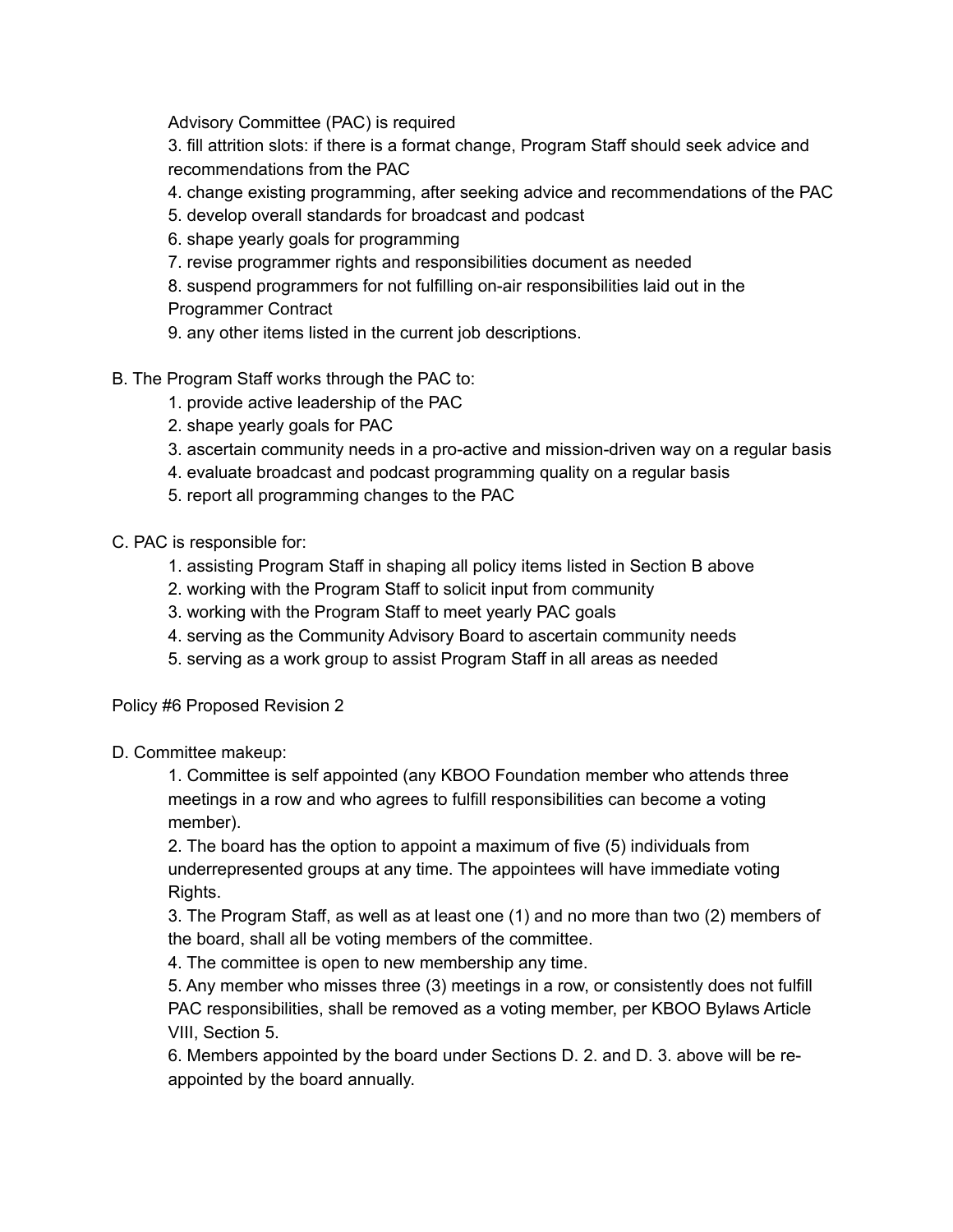Advisory Committee (PAC) is required

3. fill attrition slots: if there is a format change, Program Staff should seek advice and recommendations from the PAC
4. change existing programming, after seeking advice and recommendations of the PAC
5. develop overall standards for broadcast and podcast
6. shape yearly goals for programming
7. revise programmer rights and responsibilities document as needed
8. suspend programmers for not fulfilling on-air responsibilities laid out in the Programmer Contract
9. any other items listed in the current job descriptions.

B. The Program Staff works through the PAC to:

1. provide active leadership of the PAC
2. shape yearly goals for PAC
3. ascertain community needs in a pro-active and mission-driven way on a regular basis
4. evaluate broadcast and podcast programming quality on a regular basis
5. report all programming changes to the PAC

C. PAC is responsible for:

1. assisting Program Staff in shaping all policy items listed in Section B above
2. working with the Program Staff to solicit input from community
3. working with the Program Staff to meet yearly PAC goals
4. serving as the Community Advisory Board to ascertain community needs
5. serving as a work group to assist Program Staff in all areas as needed

Policy #6 Proposed Revision 2

D. Committee makeup:

1. Committee is self appointed (any KBOO Foundation member who attends three meetings in a row and who agrees to fulfill responsibilities can become a voting member).
2. The board has the option to appoint a maximum of five (5) individuals from underrepresented groups at any time. The appointees will have immediate voting Rights.
3. The Program Staff, as well as at least one (1) and no more than two (2) members of the board, shall all be voting members of the committee.
4. The committee is open to new membership any time.
5. Any member who misses three (3) meetings in a row, or consistently does not fulfill PAC responsibilities, shall be removed as a voting member, per KBOO Bylaws Article VIII, Section 5.
6. Members appointed by the board under Sections D. 2. and D. 3. above will be re-appointed by the board annually.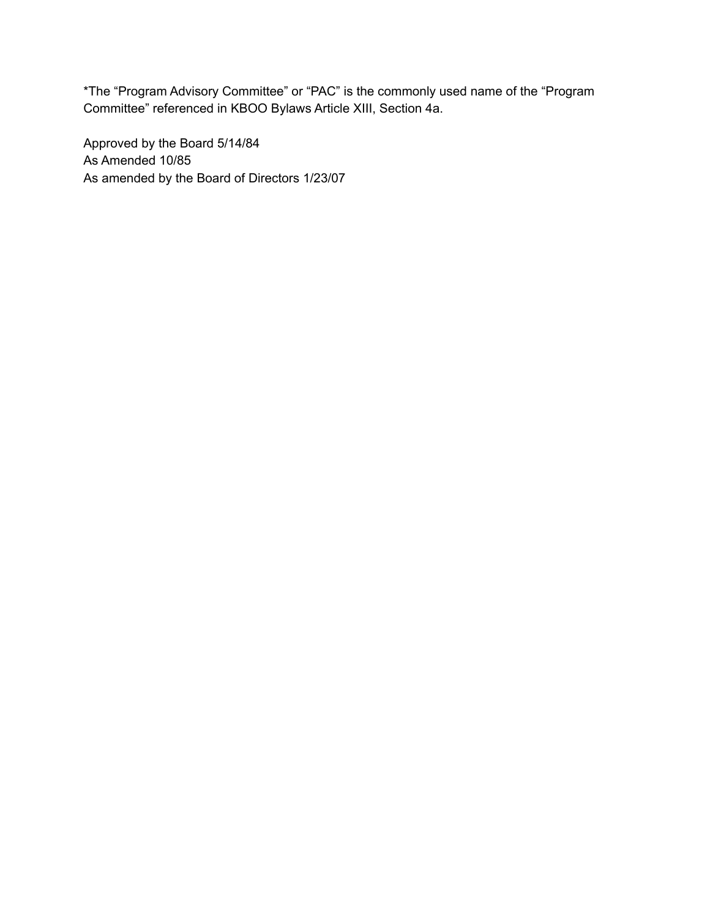*The “Program Advisory Committee” or “PAC” is the commonly used name of the “Program Committee” referenced in KBOO Bylaws Article XIII, Section 4a.

Approved by the Board 5/14/84
As Amended 10/85
As amended by the Board of Directors 1/23/07